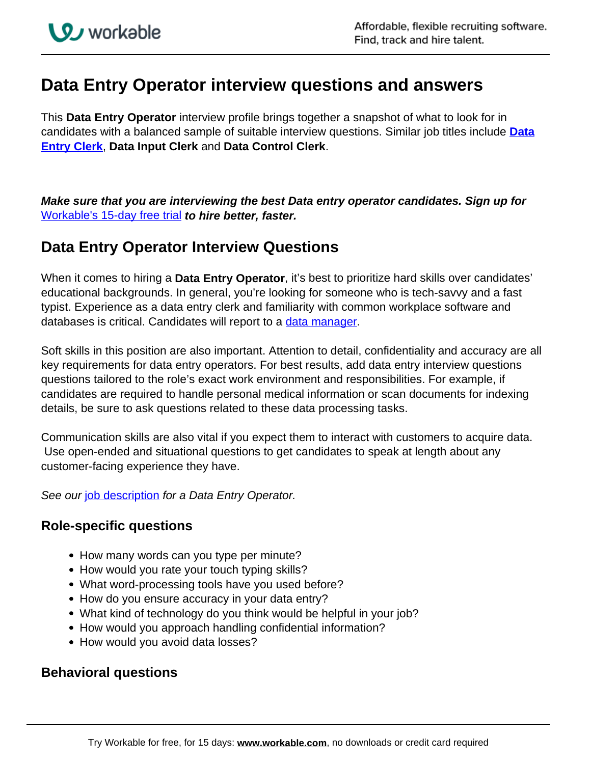# Data Entry Operator interview questions and answers

This **Data Entry Operator** interview profile brings together a snapshot of what to look for in candidates with a balanced sample of suitable interview questions. Similar job titles include **Data Entry Clerk**, **Data Input Clerk** and **Data Control Clerk**.

***Make sure that you are interviewing the best Data entry operator candidates. Sign up for*** Workable's 15-day free trial ***to hire better, faster.***

## Data Entry Operator Interview Questions

When it comes to hiring a **Data Entry Operator**, it's best to prioritize hard skills over candidates' educational backgrounds. In general, you're looking for someone who is tech-savvy and a fast typist. Experience as a data entry clerk and familiarity with common workplace software and databases is critical. Candidates will report to a data manager.

Soft skills in this position are also important. Attention to detail, confidentiality and accuracy are all key requirements for data entry operators. For best results, add data entry interview questions questions tailored to the role's exact work environment and responsibilities. For example, if candidates are required to handle personal medical information or scan documents for indexing details, be sure to ask questions related to these data processing tasks.

Communication skills are also vital if you expect them to interact with customers to acquire data. Use open-ended and situational questions to get candidates to speak at length about any customer-facing experience they have.

*See our* job description *for a Data Entry Operator.*

### Role-specific questions

- How many words can you type per minute?
- How would you rate your touch typing skills?
- What word-processing tools have you used before?
- How do you ensure accuracy in your data entry?
- What kind of technology do you think would be helpful in your job?
- How would you approach handling confidential information?
- How would you avoid data losses?

### Behavioral questions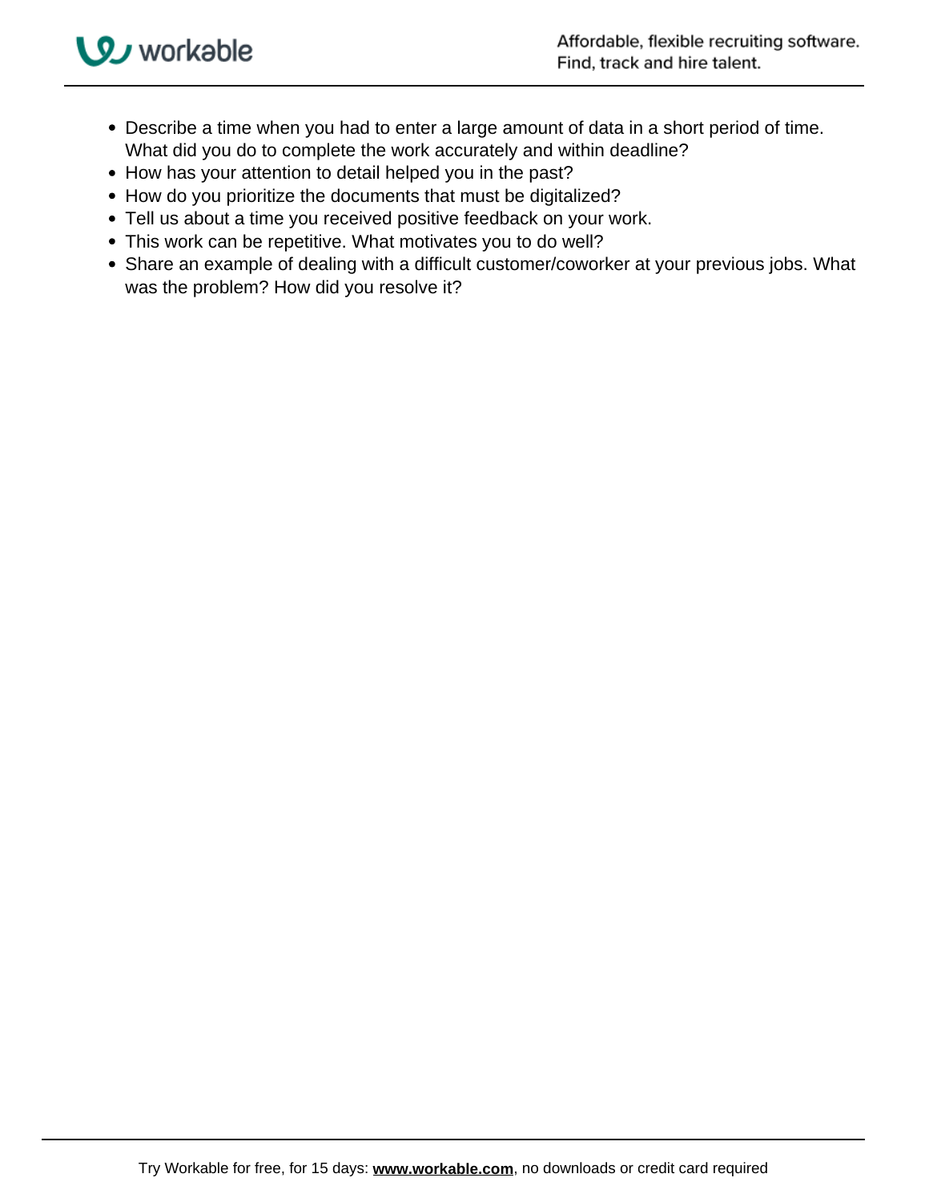- Describe a time when you had to enter a large amount of data in a short period of time. What did you do to complete the work accurately and within deadline?
- How has your attention to detail helped you in the past?
- How do you prioritize the documents that must be digitalized?
- Tell us about a time you received positive feedback on your work.
- This work can be repetitive. What motivates you to do well?
- Share an example of dealing with a difficult customer/coworker at your previous jobs. What was the problem? How did you resolve it?